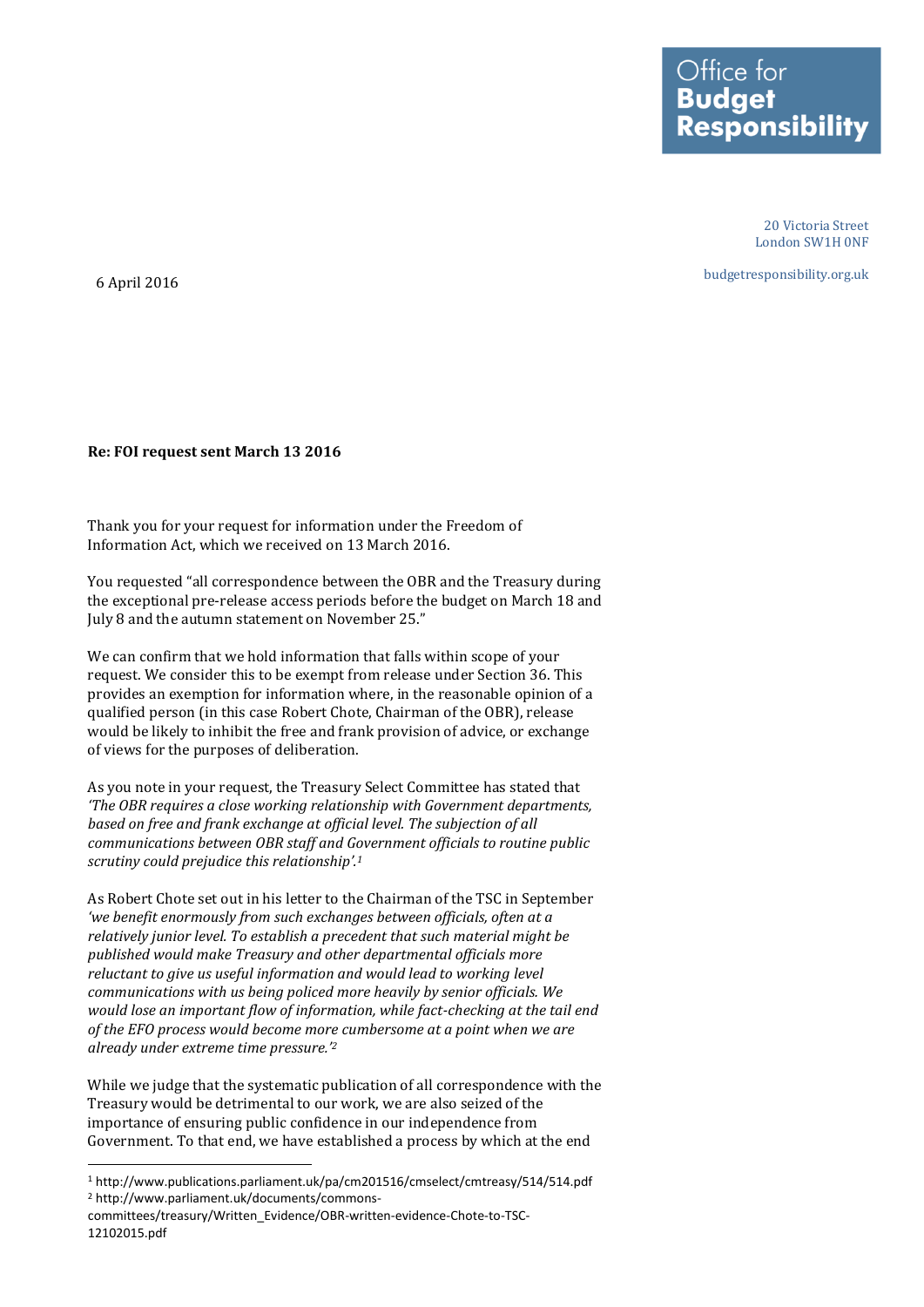Office for **Budget Responsibility**

20 Victoria Street
London SW1H 0NF

budgetresponsibility.org.uk

6 April 2016

**Re: FOI request sent March 13 2016**

Thank you for your request for information under the Freedom of Information Act, which we received on 13 March 2016.

You requested "all correspondence between the OBR and the Treasury during the exceptional pre-release access periods before the budget on March 18 and July 8 and the autumn statement on November 25."

We can confirm that we hold information that falls within scope of your request. We consider this to be exempt from release under Section 36. This provides an exemption for information where, in the reasonable opinion of a qualified person (in this case Robert Chote, Chairman of the OBR), release would be likely to inhibit the free and frank provision of advice, or exchange of views for the purposes of deliberation.

As you note in your request, the Treasury Select Committee has stated that *'The OBR requires a close working relationship with Government departments, based on free and frank exchange at official level. The subjection of all communications between OBR staff and Government officials to routine public scrutiny could prejudice this relationship'.*[1]

As Robert Chote set out in his letter to the Chairman of the TSC in September *'we benefit enormously from such exchanges between officials, often at a relatively junior level. To establish a precedent that such material might be published would make Treasury and other departmental officials more reluctant to give us useful information and would lead to working level communications with us being policed more heavily by senior officials. We would lose an important flow of information, while fact-checking at the tail end of the EFO process would become more cumbersome at a point when we are already under extreme time pressure.'*[2]

While we judge that the systematic publication of all correspondence with the Treasury would be detrimental to our work, we are also seized of the importance of ensuring public confidence in our independence from Government. To that end, we have established a process by which at the end

---

[1] http://www.publications.parliament.uk/pa/cm201516/cmselect/cmtreasy/514/514.pdf

[2] http://www.parliament.uk/documents/commons-committees/treasury/Written_Evidence/OBR-written-evidence-Chote-to-TSC-12102015.pdf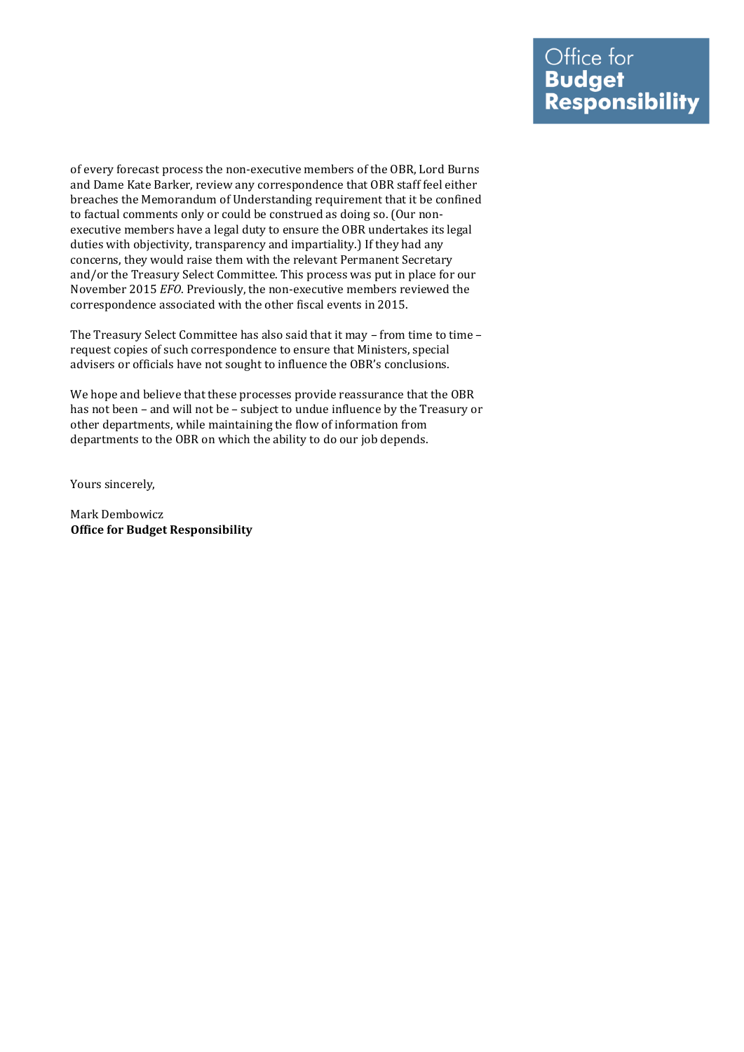of every forecast process the non-executive members of the OBR, Lord Burns and Dame Kate Barker, review any correspondence that OBR staff feel either breaches the Memorandum of Understanding requirement that it be confined to factual comments only or could be construed as doing so. (Our non-executive members have a legal duty to ensure the OBR undertakes its legal duties with objectivity, transparency and impartiality.) If they had any concerns, they would raise them with the relevant Permanent Secretary and/or the Treasury Select Committee. This process was put in place for our November 2015 *EFO*. Previously, the non-executive members reviewed the correspondence associated with the other fiscal events in 2015.

The Treasury Select Committee has also said that it may – from time to time – request copies of such correspondence to ensure that Ministers, special advisers or officials have not sought to influence the OBR's conclusions.

We hope and believe that these processes provide reassurance that the OBR has not been – and will not be – subject to undue influence by the Treasury or other departments, while maintaining the flow of information from departments to the OBR on which the ability to do our job depends.

Yours sincerely,

Mark Dembowicz
**Office for Budget Responsibility**